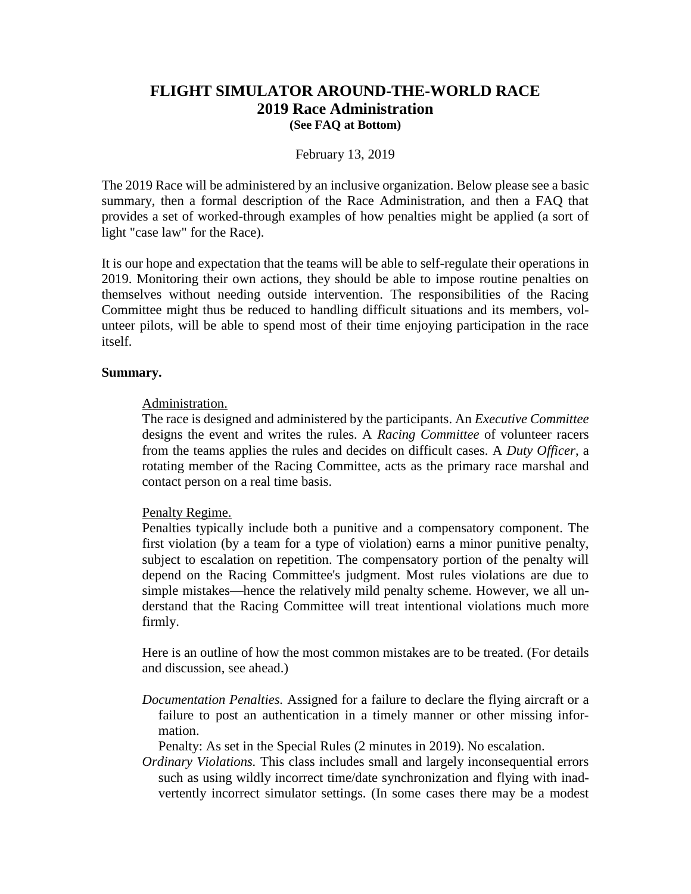# FLIGHT SIMULATOR AROUND-THE-WORLD RACE
## 2019 Race Administration
**(See FAQ at Bottom)**

February 13, 2019

The 2019 Race will be administered by an inclusive organization. Below please see a basic summary, then a formal description of the Race Administration, and then a FAQ that provides a set of worked-through examples of how penalties might be applied (a sort of light "case law" for the Race).

It is our hope and expectation that the teams will be able to self-regulate their operations in 2019. Monitoring their own actions, they should be able to impose routine penalties on themselves without needing outside intervention. The responsibilities of the Racing Committee might thus be reduced to handling difficult situations and its members, volunteer pilots, will be able to spend most of their time enjoying participation in the race itself.

**Summary.**

Administration.
The race is designed and administered by the participants. An *Executive Committee* designs the event and writes the rules. A *Racing Committee* of volunteer racers from the teams applies the rules and decides on difficult cases. A *Duty Officer*, a rotating member of the Racing Committee, acts as the primary race marshal and contact person on a real time basis.

Penalty Regime.
Penalties typically include both a punitive and a compensatory component. The first violation (by a team for a type of violation) earns a minor punitive penalty, subject to escalation on repetition. The compensatory portion of the penalty will depend on the Racing Committee's judgment. Most rules violations are due to simple mistakes—hence the relatively mild penalty scheme. However, we all understand that the Racing Committee will treat intentional violations much more firmly.

Here is an outline of how the most common mistakes are to be treated. (For details and discussion, see ahead.)

*Documentation Penalties.* Assigned for a failure to declare the flying aircraft or a failure to post an authentication in a timely manner or other missing information.
Penalty: As set in the Special Rules (2 minutes in 2019). No escalation.

*Ordinary Violations.* This class includes small and largely inconsequential errors such as using wildly incorrect time/date synchronization and flying with inadvertently incorrect simulator settings. (In some cases there may be a modest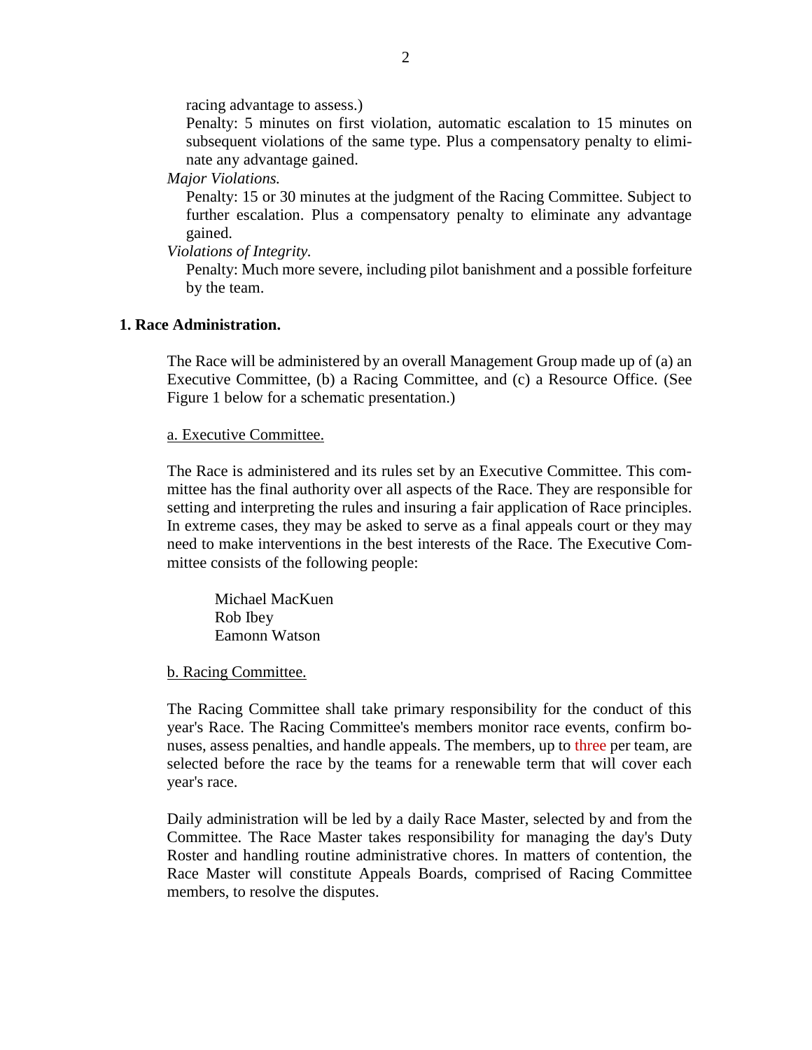racing advantage to assess.)

Penalty: 5 minutes on first violation, automatic escalation to 15 minutes on subsequent violations of the same type. Plus a compensatory penalty to eliminate any advantage gained.

*Major Violations.*

Penalty: 15 or 30 minutes at the judgment of the Racing Committee. Subject to further escalation. Plus a compensatory penalty to eliminate any advantage gained.

*Violations of Integrity.*

Penalty: Much more severe, including pilot banishment and a possible forfeiture by the team.

## 1. Race Administration.

The Race will be administered by an overall Management Group made up of (a) an Executive Committee, (b) a Racing Committee, and (c) a Resource Office. (See Figure 1 below for a schematic presentation.)

### a. Executive Committee.

The Race is administered and its rules set by an Executive Committee. This committee has the final authority over all aspects of the Race. They are responsible for setting and interpreting the rules and insuring a fair application of Race principles. In extreme cases, they may be asked to serve as a final appeals court or they may need to make interventions in the best interests of the Race. The Executive Committee consists of the following people:

Michael MacKuen
Rob Ibey
Eamonn Watson

### b. Racing Committee.

The Racing Committee shall take primary responsibility for the conduct of this year's Race. The Racing Committee's members monitor race events, confirm bonuses, assess penalties, and handle appeals. The members, up to three per team, are selected before the race by the teams for a renewable term that will cover each year's race.

Daily administration will be led by a daily Race Master, selected by and from the Committee. The Race Master takes responsibility for managing the day's Duty Roster and handling routine administrative chores. In matters of contention, the Race Master will constitute Appeals Boards, comprised of Racing Committee members, to resolve the disputes.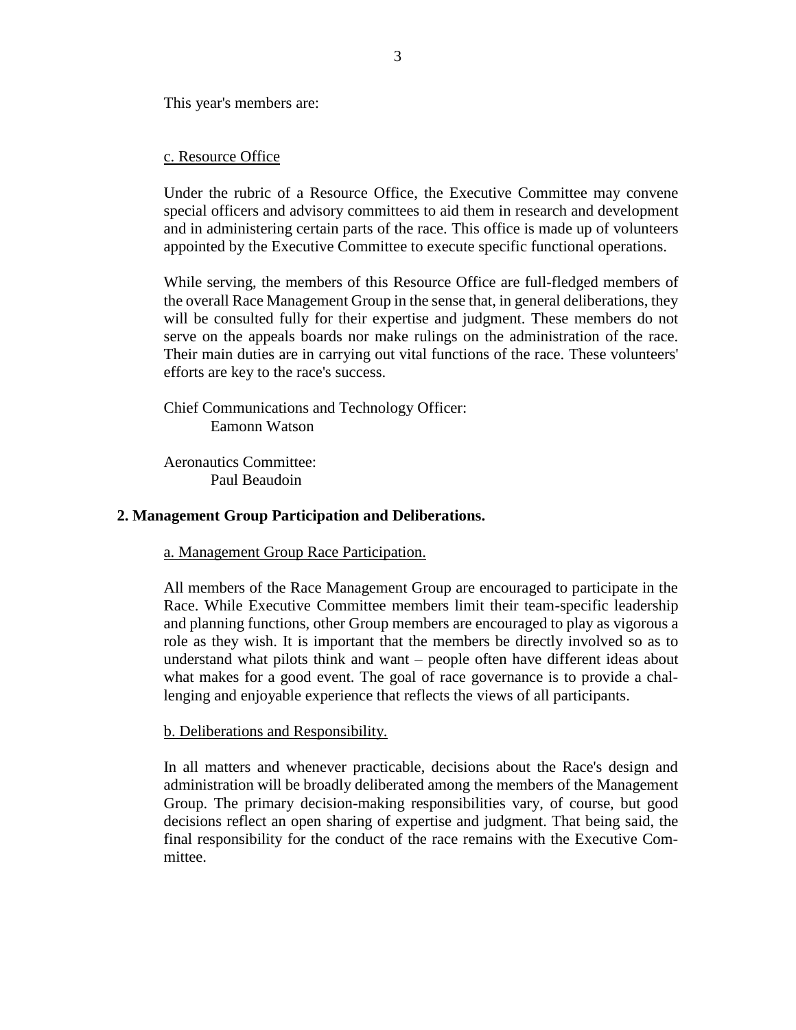This year's members are:

<u>c. Resource Office</u>

Under the rubric of a Resource Office, the Executive Committee may convene special officers and advisory committees to aid them in research and development and in administering certain parts of the race. This office is made up of volunteers appointed by the Executive Committee to execute specific functional operations.

While serving, the members of this Resource Office are full-fledged members of the overall Race Management Group in the sense that, in general deliberations, they will be consulted fully for their expertise and judgment. These members do not serve on the appeals boards nor make rulings on the administration of the race. Their main duties are in carrying out vital functions of the race. These volunteers' efforts are key to the race's success.

Chief Communications and Technology Officer:
  Eamonn Watson

Aeronautics Committee:
  Paul Beaudoin

### 2. Management Group Participation and Deliberations.

<u>a. Management Group Race Participation.</u>

All members of the Race Management Group are encouraged to participate in the Race. While Executive Committee members limit their team-specific leadership and planning functions, other Group members are encouraged to play as vigorous a role as they wish. It is important that the members be directly involved so as to understand what pilots think and want – people often have different ideas about what makes for a good event. The goal of race governance is to provide a challenging and enjoyable experience that reflects the views of all participants.

<u>b. Deliberations and Responsibility.</u>

In all matters and whenever practicable, decisions about the Race's design and administration will be broadly deliberated among the members of the Management Group. The primary decision-making responsibilities vary, of course, but good decisions reflect an open sharing of expertise and judgment. That being said, the final responsibility for the conduct of the race remains with the Executive Committee.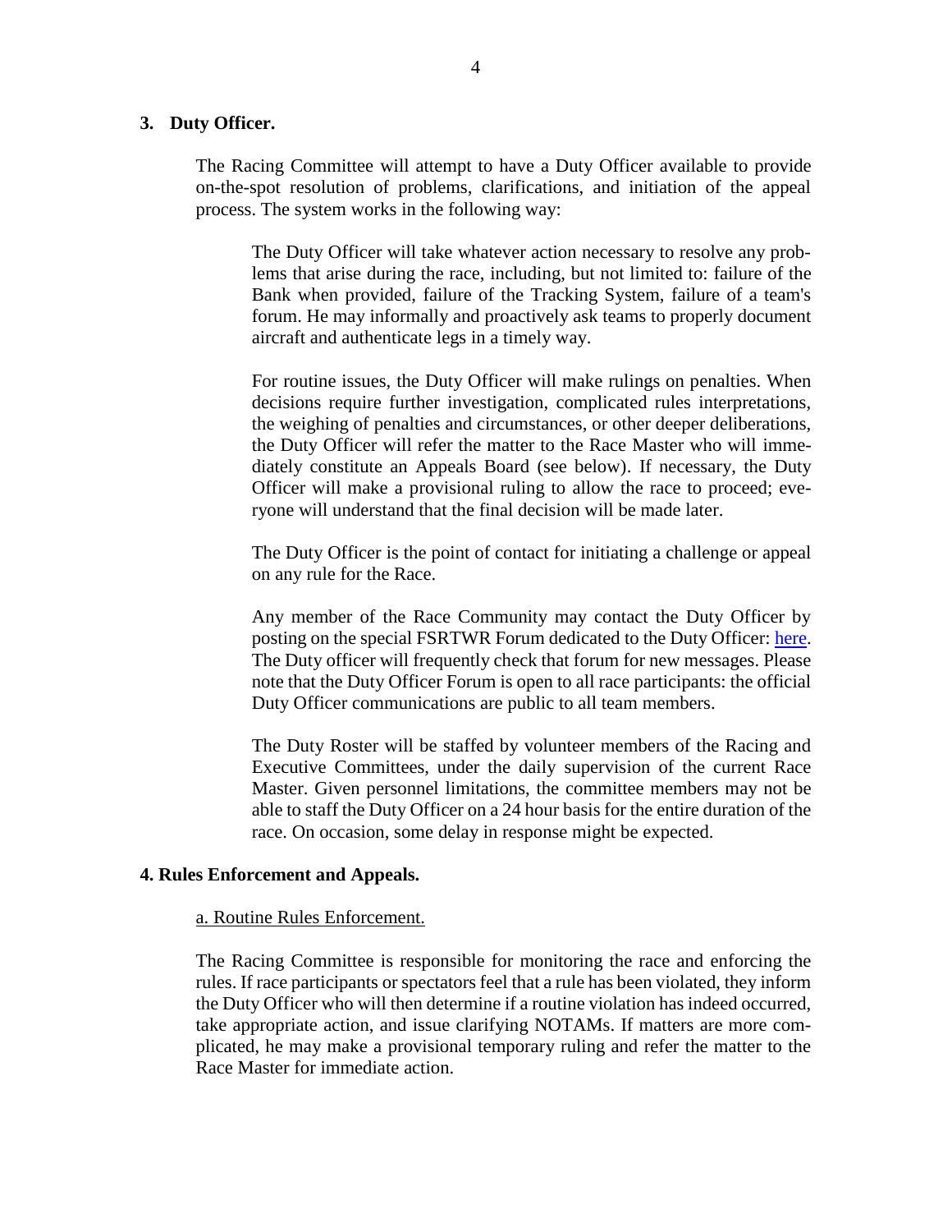## 3. Duty Officer.

The Racing Committee will attempt to have a Duty Officer available to provide on-the-spot resolution of problems, clarifications, and initiation of the appeal process. The system works in the following way:

> The Duty Officer will take whatever action necessary to resolve any problems that arise during the race, including, but not limited to: failure of the Bank when provided, failure of the Tracking System, failure of a team's forum. He may informally and proactively ask teams to properly document aircraft and authenticate legs in a timely way.
>
> For routine issues, the Duty Officer will make rulings on penalties. When decisions require further investigation, complicated rules interpretations, the weighing of penalties and circumstances, or other deeper deliberations, the Duty Officer will refer the matter to the Race Master who will immediately constitute an Appeals Board (see below). If necessary, the Duty Officer will make a provisional ruling to allow the race to proceed; everyone will understand that the final decision will be made later.
>
> The Duty Officer is the point of contact for initiating a challenge or appeal on any rule for the Race.
>
> Any member of the Race Community may contact the Duty Officer by posting on the special FSRTWR Forum dedicated to the Duty Officer: here. The Duty officer will frequently check that forum for new messages. Please note that the Duty Officer Forum is open to all race participants: the official Duty Officer communications are public to all team members.
>
> The Duty Roster will be staffed by volunteer members of the Racing and Executive Committees, under the daily supervision of the current Race Master. Given personnel limitations, the committee members may not be able to staff the Duty Officer on a 24 hour basis for the entire duration of the race. On occasion, some delay in response might be expected.

## 4. Rules Enforcement and Appeals.

### a. Routine Rules Enforcement.

The Racing Committee is responsible for monitoring the race and enforcing the rules. If race participants or spectators feel that a rule has been violated, they inform the Duty Officer who will then determine if a routine violation has indeed occurred, take appropriate action, and issue clarifying NOTAMs. If matters are more complicated, he may make a provisional temporary ruling and refer the matter to the Race Master for immediate action.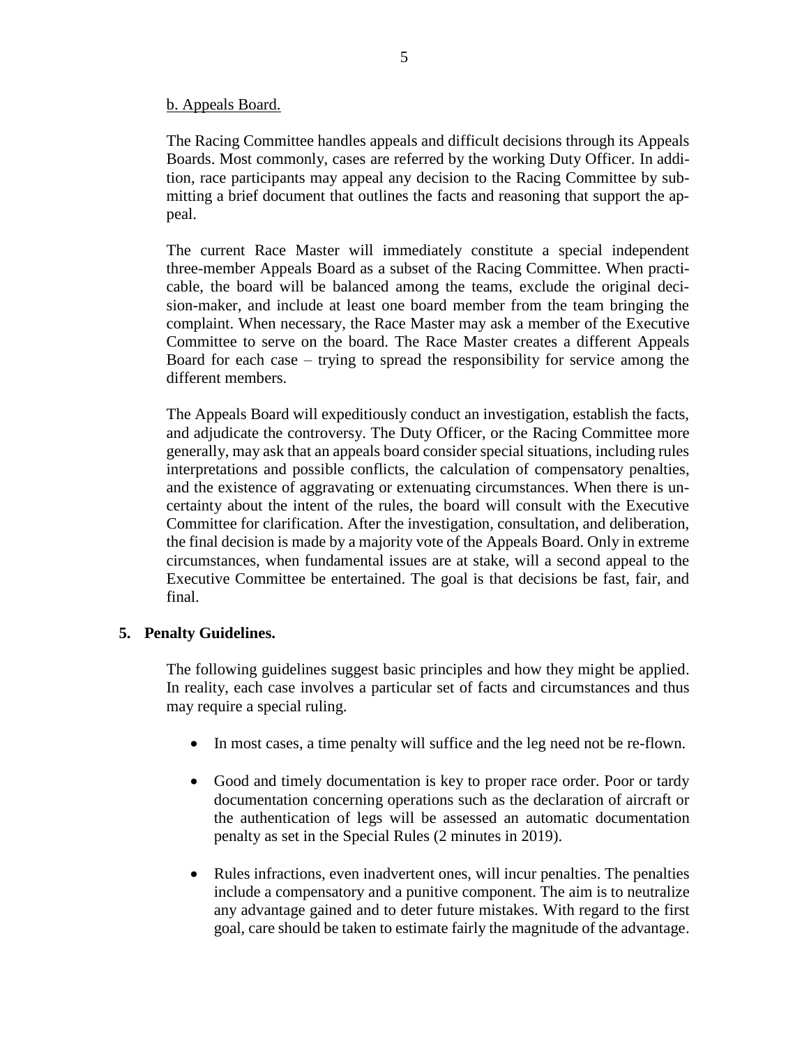b. Appeals Board.

The Racing Committee handles appeals and difficult decisions through its Appeals Boards. Most commonly, cases are referred by the working Duty Officer. In addition, race participants may appeal any decision to the Racing Committee by submitting a brief document that outlines the facts and reasoning that support the appeal.

The current Race Master will immediately constitute a special independent three-member Appeals Board as a subset of the Racing Committee. When practicable, the board will be balanced among the teams, exclude the original decision-maker, and include at least one board member from the team bringing the complaint. When necessary, the Race Master may ask a member of the Executive Committee to serve on the board. The Race Master creates a different Appeals Board for each case – trying to spread the responsibility for service among the different members.

The Appeals Board will expeditiously conduct an investigation, establish the facts, and adjudicate the controversy. The Duty Officer, or the Racing Committee more generally, may ask that an appeals board consider special situations, including rules interpretations and possible conflicts, the calculation of compensatory penalties, and the existence of aggravating or extenuating circumstances. When there is uncertainty about the intent of the rules, the board will consult with the Executive Committee for clarification. After the investigation, consultation, and deliberation, the final decision is made by a majority vote of the Appeals Board. Only in extreme circumstances, when fundamental issues are at stake, will a second appeal to the Executive Committee be entertained. The goal is that decisions be fast, fair, and final.

## 5. Penalty Guidelines.

The following guidelines suggest basic principles and how they might be applied. In reality, each case involves a particular set of facts and circumstances and thus may require a special ruling.

- In most cases, a time penalty will suffice and the leg need not be re-flown.
- Good and timely documentation is key to proper race order. Poor or tardy documentation concerning operations such as the declaration of aircraft or the authentication of legs will be assessed an automatic documentation penalty as set in the Special Rules (2 minutes in 2019).
- Rules infractions, even inadvertent ones, will incur penalties. The penalties include a compensatory and a punitive component. The aim is to neutralize any advantage gained and to deter future mistakes. With regard to the first goal, care should be taken to estimate fairly the magnitude of the advantage.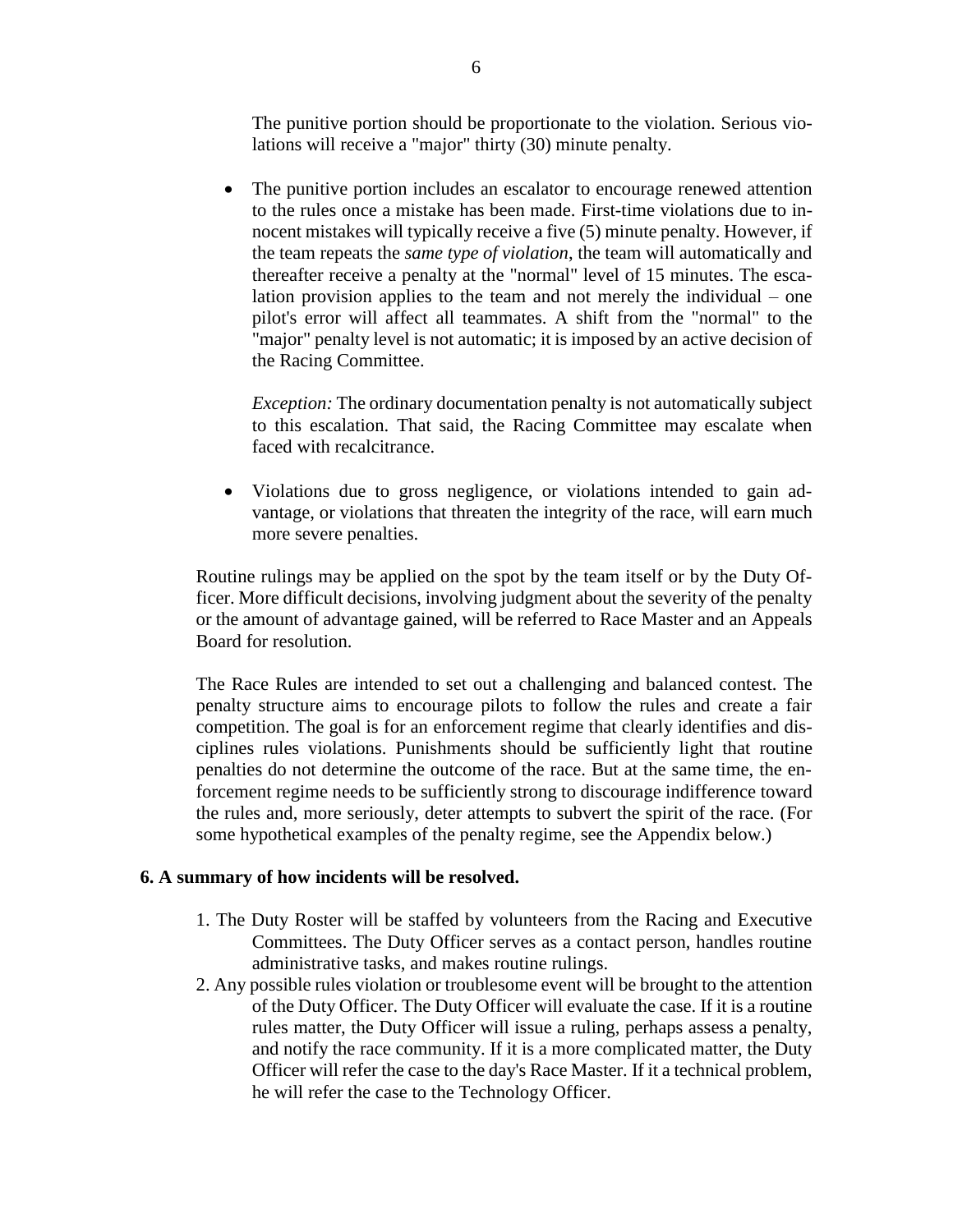The punitive portion should be proportionate to the violation. Serious violations will receive a "major" thirty (30) minute penalty.

- The punitive portion includes an escalator to encourage renewed attention to the rules once a mistake has been made. First-time violations due to innocent mistakes will typically receive a five (5) minute penalty. However, if the team repeats the *same type of violation*, the team will automatically and thereafter receive a penalty at the "normal" level of 15 minutes. The escalation provision applies to the team and not merely the individual – one pilot's error will affect all teammates. A shift from the "normal" to the "major" penalty level is not automatic; it is imposed by an active decision of the Racing Committee.

  *Exception:* The ordinary documentation penalty is not automatically subject to this escalation. That said, the Racing Committee may escalate when faced with recalcitrance.

- Violations due to gross negligence, or violations intended to gain advantage, or violations that threaten the integrity of the race, will earn much more severe penalties.

Routine rulings may be applied on the spot by the team itself or by the Duty Officer. More difficult decisions, involving judgment about the severity of the penalty or the amount of advantage gained, will be referred to Race Master and an Appeals Board for resolution.

The Race Rules are intended to set out a challenging and balanced contest. The penalty structure aims to encourage pilots to follow the rules and create a fair competition. The goal is for an enforcement regime that clearly identifies and disciplines rules violations. Punishments should be sufficiently light that routine penalties do not determine the outcome of the race. But at the same time, the enforcement regime needs to be sufficiently strong to discourage indifference toward the rules and, more seriously, deter attempts to subvert the spirit of the race. (For some hypothetical examples of the penalty regime, see the Appendix below.)

**6. A summary of how incidents will be resolved.**

1. The Duty Roster will be staffed by volunteers from the Racing and Executive Committees. The Duty Officer serves as a contact person, handles routine administrative tasks, and makes routine rulings.
2. Any possible rules violation or troublesome event will be brought to the attention of the Duty Officer. The Duty Officer will evaluate the case. If it is a routine rules matter, the Duty Officer will issue a ruling, perhaps assess a penalty, and notify the race community. If it is a more complicated matter, the Duty Officer will refer the case to the day's Race Master. If it a technical problem, he will refer the case to the Technology Officer.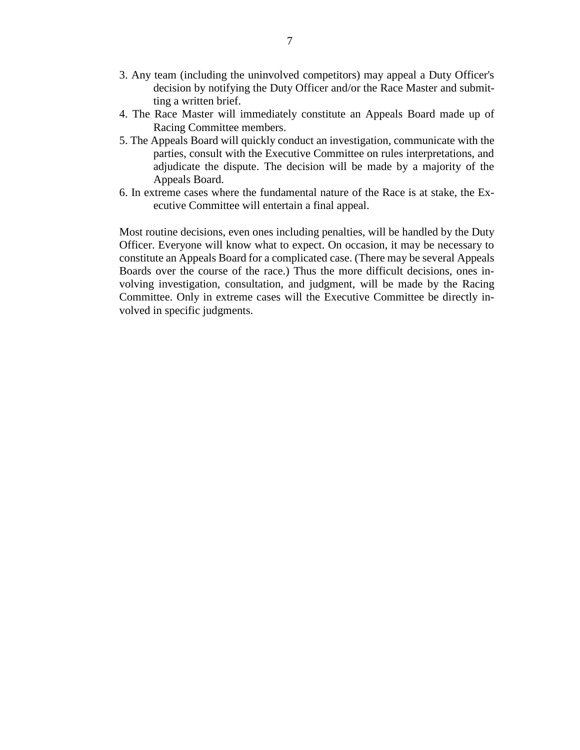3. Any team (including the uninvolved competitors) may appeal a Duty Officer's decision by notifying the Duty Officer and/or the Race Master and submitting a written brief.
4. The Race Master will immediately constitute an Appeals Board made up of Racing Committee members.
5. The Appeals Board will quickly conduct an investigation, communicate with the parties, consult with the Executive Committee on rules interpretations, and adjudicate the dispute. The decision will be made by a majority of the Appeals Board.
6. In extreme cases where the fundamental nature of the Race is at stake, the Executive Committee will entertain a final appeal.

Most routine decisions, even ones including penalties, will be handled by the Duty Officer. Everyone will know what to expect. On occasion, it may be necessary to constitute an Appeals Board for a complicated case. (There may be several Appeals Boards over the course of the race.) Thus the more difficult decisions, ones involving investigation, consultation, and judgment, will be made by the Racing Committee. Only in extreme cases will the Executive Committee be directly involved in specific judgments.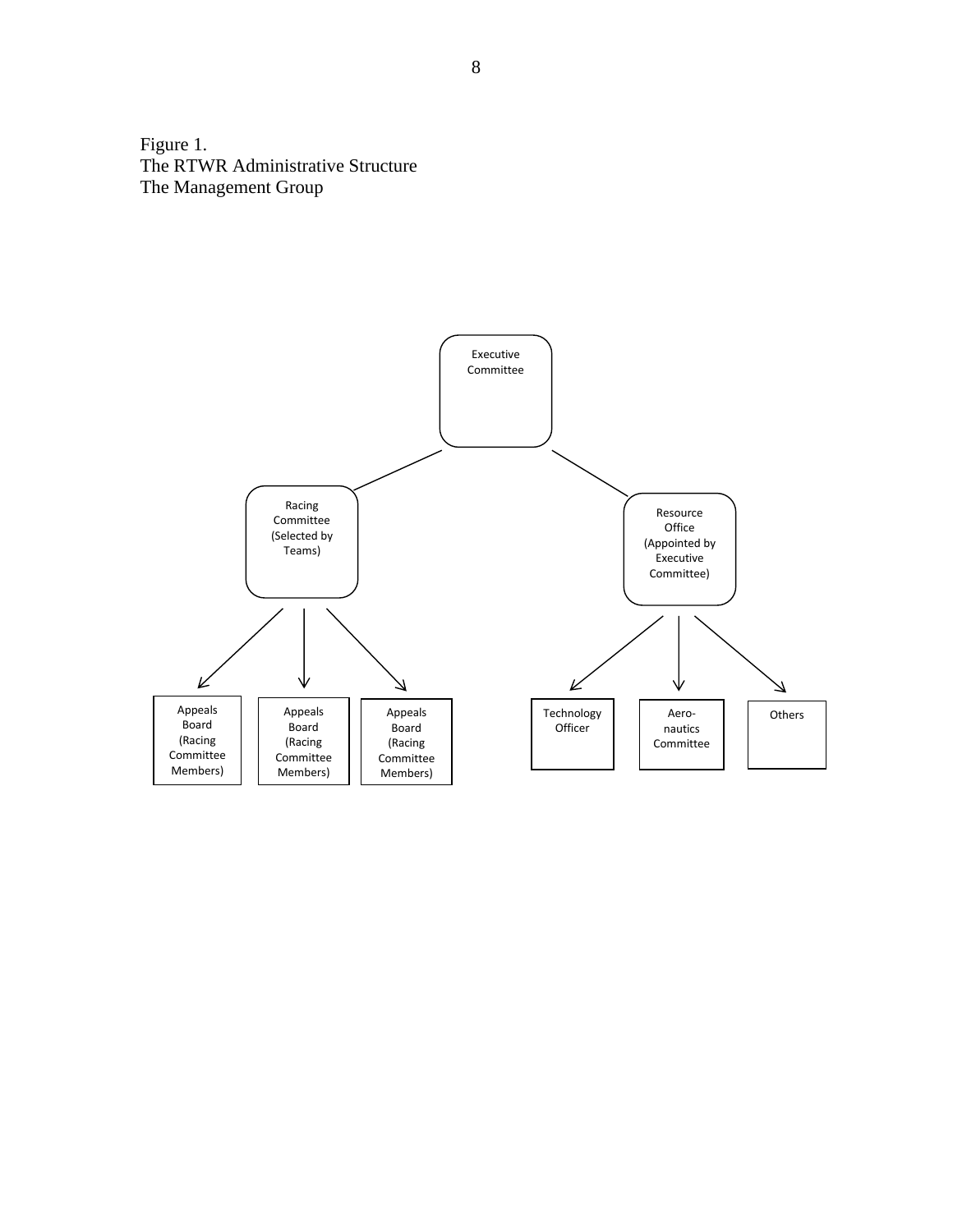Figure 1.
The RTWR Administrative Structure
The Management Group

Executive Committee

Racing Committee (Selected by Teams)

Resource Office (Appointed by Executive Committee)

Appeals Board (Racing Committee Members)

Appeals Board (Racing Committee Members)

Appeals Board (Racing Committee Members)

Technology Officer

Aero-nautics Committee

Others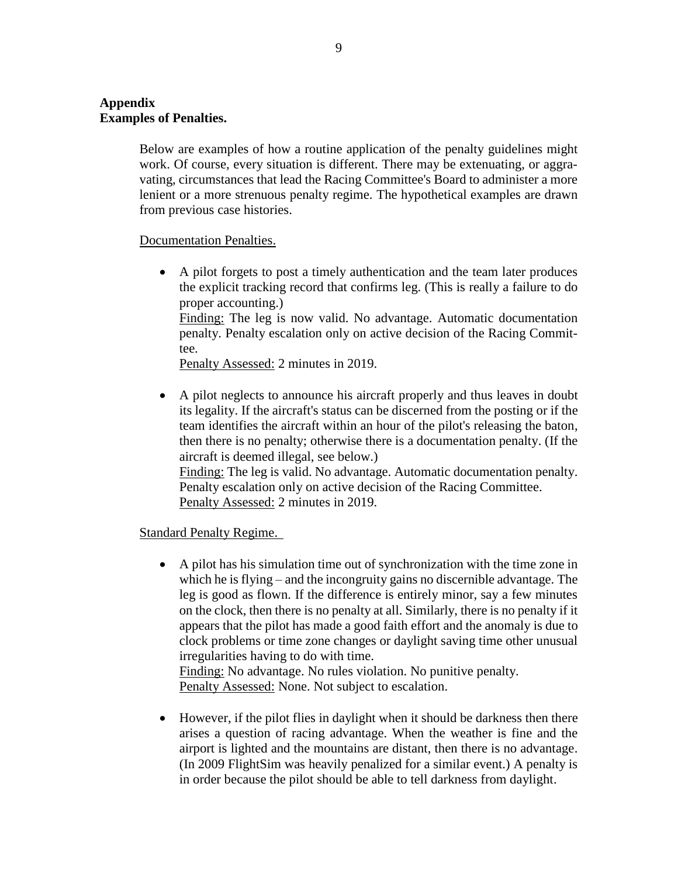## Appendix
## Examples of Penalties.

Below are examples of how a routine application of the penalty guidelines might work. Of course, every situation is different. There may be extenuating, or aggravating, circumstances that lead the Racing Committee's Board to administer a more lenient or a more strenuous penalty regime. The hypothetical examples are drawn from previous case histories.

Documentation Penalties.

- A pilot forgets to post a timely authentication and the team later produces the explicit tracking record that confirms leg. (This is really a failure to do proper accounting.)
  Finding: The leg is now valid. No advantage. Automatic documentation penalty. Penalty escalation only on active decision of the Racing Committee.
  Penalty Assessed: 2 minutes in 2019.

- A pilot neglects to announce his aircraft properly and thus leaves in doubt its legality. If the aircraft's status can be discerned from the posting or if the team identifies the aircraft within an hour of the pilot's releasing the baton, then there is no penalty; otherwise there is a documentation penalty. (If the aircraft is deemed illegal, see below.)
  Finding: The leg is valid. No advantage. Automatic documentation penalty. Penalty escalation only on active decision of the Racing Committee.
  Penalty Assessed: 2 minutes in 2019.

Standard Penalty Regime.

- A pilot has his simulation time out of synchronization with the time zone in which he is flying – and the incongruity gains no discernible advantage. The leg is good as flown. If the difference is entirely minor, say a few minutes on the clock, then there is no penalty at all. Similarly, there is no penalty if it appears that the pilot has made a good faith effort and the anomaly is due to clock problems or time zone changes or daylight saving time other unusual irregularities having to do with time.
  Finding: No advantage. No rules violation. No punitive penalty.
  Penalty Assessed: None. Not subject to escalation.

- However, if the pilot flies in daylight when it should be darkness then there arises a question of racing advantage. When the weather is fine and the airport is lighted and the mountains are distant, then there is no advantage. (In 2009 FlightSim was heavily penalized for a similar event.) A penalty is in order because the pilot should be able to tell darkness from daylight.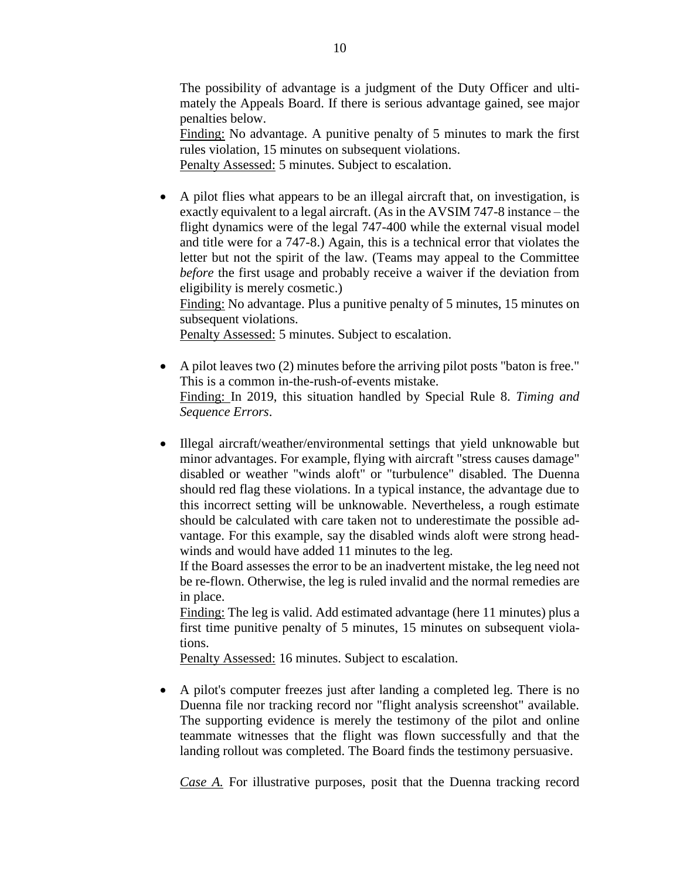The possibility of advantage is a judgment of the Duty Officer and ultimately the Appeals Board. If there is serious advantage gained, see major penalties below.
Finding: No advantage. A punitive penalty of 5 minutes to mark the first rules violation, 15 minutes on subsequent violations.
Penalty Assessed: 5 minutes. Subject to escalation.

- A pilot flies what appears to be an illegal aircraft that, on investigation, is exactly equivalent to a legal aircraft. (As in the AVSIM 747-8 instance – the flight dynamics were of the legal 747-400 while the external visual model and title were for a 747-8.) Again, this is a technical error that violates the letter but not the spirit of the law. (Teams may appeal to the Committee *before* the first usage and probably receive a waiver if the deviation from eligibility is merely cosmetic.)
  Finding: No advantage. Plus a punitive penalty of 5 minutes, 15 minutes on subsequent violations.
  Penalty Assessed: 5 minutes. Subject to escalation.

- A pilot leaves two (2) minutes before the arriving pilot posts "baton is free." This is a common in-the-rush-of-events mistake.
  Finding: In 2019, this situation handled by Special Rule 8. *Timing and Sequence Errors*.

- Illegal aircraft/weather/environmental settings that yield unknowable but minor advantages. For example, flying with aircraft "stress causes damage" disabled or weather "winds aloft" or "turbulence" disabled. The Duenna should red flag these violations. In a typical instance, the advantage due to this incorrect setting will be unknowable. Nevertheless, a rough estimate should be calculated with care taken not to underestimate the possible advantage. For this example, say the disabled winds aloft were strong headwinds and would have added 11 minutes to the leg.
  If the Board assesses the error to be an inadvertent mistake, the leg need not be re-flown. Otherwise, the leg is ruled invalid and the normal remedies are in place.
  Finding: The leg is valid. Add estimated advantage (here 11 minutes) plus a first time punitive penalty of 5 minutes, 15 minutes on subsequent violations.
  Penalty Assessed: 16 minutes. Subject to escalation.

- A pilot's computer freezes just after landing a completed leg. There is no Duenna file nor tracking record nor "flight analysis screenshot" available. The supporting evidence is merely the testimony of the pilot and online teammate witnesses that the flight was flown successfully and that the landing rollout was completed. The Board finds the testimony persuasive.

  *Case A.* For illustrative purposes, posit that the Duenna tracking record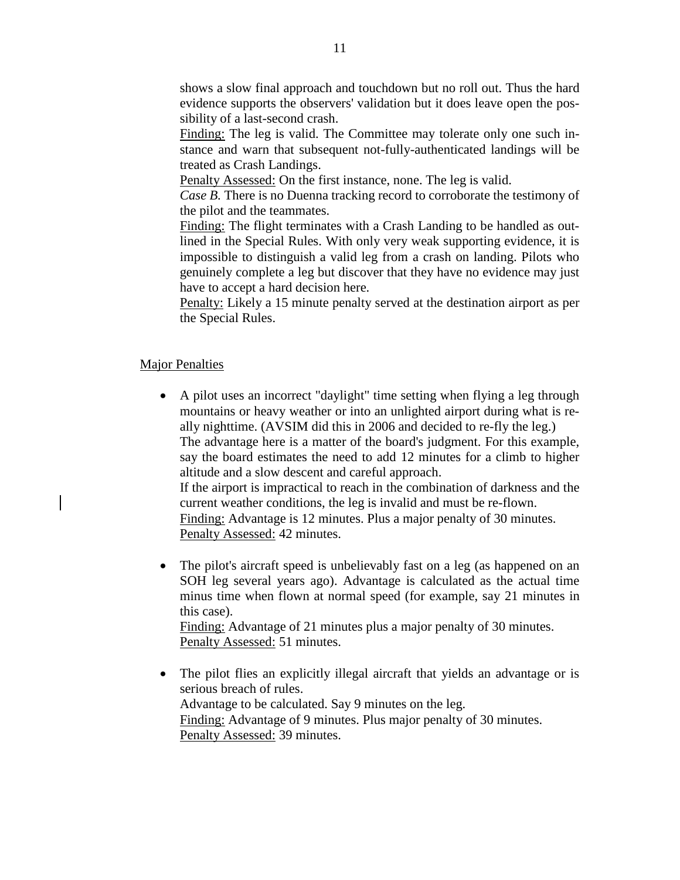shows a slow final approach and touchdown but no roll out. Thus the hard evidence supports the observers' validation but it does leave open the possibility of a last-second crash.

Finding: The leg is valid. The Committee may tolerate only one such instance and warn that subsequent not-fully-authenticated landings will be treated as Crash Landings.

Penalty Assessed: On the first instance, none. The leg is valid.

*Case B.* There is no Duenna tracking record to corroborate the testimony of the pilot and the teammates.

Finding: The flight terminates with a Crash Landing to be handled as outlined in the Special Rules. With only very weak supporting evidence, it is impossible to distinguish a valid leg from a crash on landing. Pilots who genuinely complete a leg but discover that they have no evidence may just have to accept a hard decision here.

Penalty: Likely a 15 minute penalty served at the destination airport as per the Special Rules.

## Major Penalties

- A pilot uses an incorrect "daylight" time setting when flying a leg through mountains or heavy weather or into an unlighted airport during what is really nighttime. (AVSIM did this in 2006 and decided to re-fly the leg.)
  The advantage here is a matter of the board's judgment. For this example, say the board estimates the need to add 12 minutes for a climb to higher altitude and a slow descent and careful approach.
  If the airport is impractical to reach in the combination of darkness and the current weather conditions, the leg is invalid and must be re-flown.
  Finding: Advantage is 12 minutes. Plus a major penalty of 30 minutes.
  Penalty Assessed: 42 minutes.

- The pilot's aircraft speed is unbelievably fast on a leg (as happened on an SOH leg several years ago). Advantage is calculated as the actual time minus time when flown at normal speed (for example, say 21 minutes in this case).
  Finding: Advantage of 21 minutes plus a major penalty of 30 minutes.
  Penalty Assessed: 51 minutes.

- The pilot flies an explicitly illegal aircraft that yields an advantage or is serious breach of rules.
  Advantage to be calculated. Say 9 minutes on the leg.
  Finding: Advantage of 9 minutes. Plus major penalty of 30 minutes.
  Penalty Assessed: 39 minutes.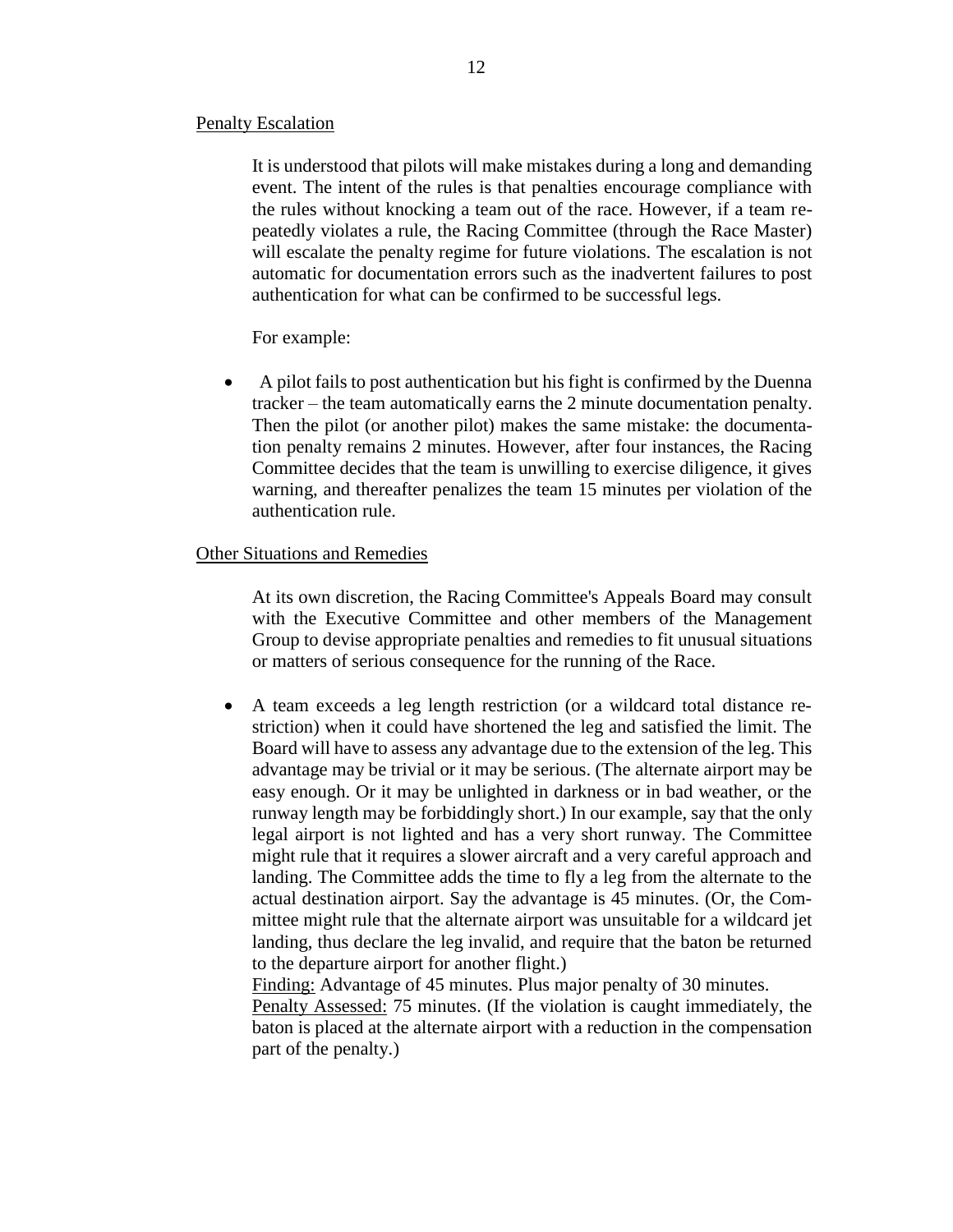## Penalty Escalation

It is understood that pilots will make mistakes during a long and demanding event. The intent of the rules is that penalties encourage compliance with the rules without knocking a team out of the race. However, if a team repeatedly violates a rule, the Racing Committee (through the Race Master) will escalate the penalty regime for future violations. The escalation is not automatic for documentation errors such as the inadvertent failures to post authentication for what can be confirmed to be successful legs.

For example:

- A pilot fails to post authentication but his fight is confirmed by the Duenna tracker – the team automatically earns the 2 minute documentation penalty. Then the pilot (or another pilot) makes the same mistake: the documentation penalty remains 2 minutes. However, after four instances, the Racing Committee decides that the team is unwilling to exercise diligence, it gives warning, and thereafter penalizes the team 15 minutes per violation of the authentication rule.

## Other Situations and Remedies

At its own discretion, the Racing Committee's Appeals Board may consult with the Executive Committee and other members of the Management Group to devise appropriate penalties and remedies to fit unusual situations or matters of serious consequence for the running of the Race.

- A team exceeds a leg length restriction (or a wildcard total distance restriction) when it could have shortened the leg and satisfied the limit. The Board will have to assess any advantage due to the extension of the leg. This advantage may be trivial or it may be serious. (The alternate airport may be easy enough. Or it may be unlighted in darkness or in bad weather, or the runway length may be forbiddingly short.) In our example, say that the only legal airport is not lighted and has a very short runway. The Committee might rule that it requires a slower aircraft and a very careful approach and landing. The Committee adds the time to fly a leg from the alternate to the actual destination airport. Say the advantage is 45 minutes. (Or, the Committee might rule that the alternate airport was unsuitable for a wildcard jet landing, thus declare the leg invalid, and require that the baton be returned to the departure airport for another flight.)
  Finding: Advantage of 45 minutes. Plus major penalty of 30 minutes.
  Penalty Assessed: 75 minutes. (If the violation is caught immediately, the baton is placed at the alternate airport with a reduction in the compensation part of the penalty.)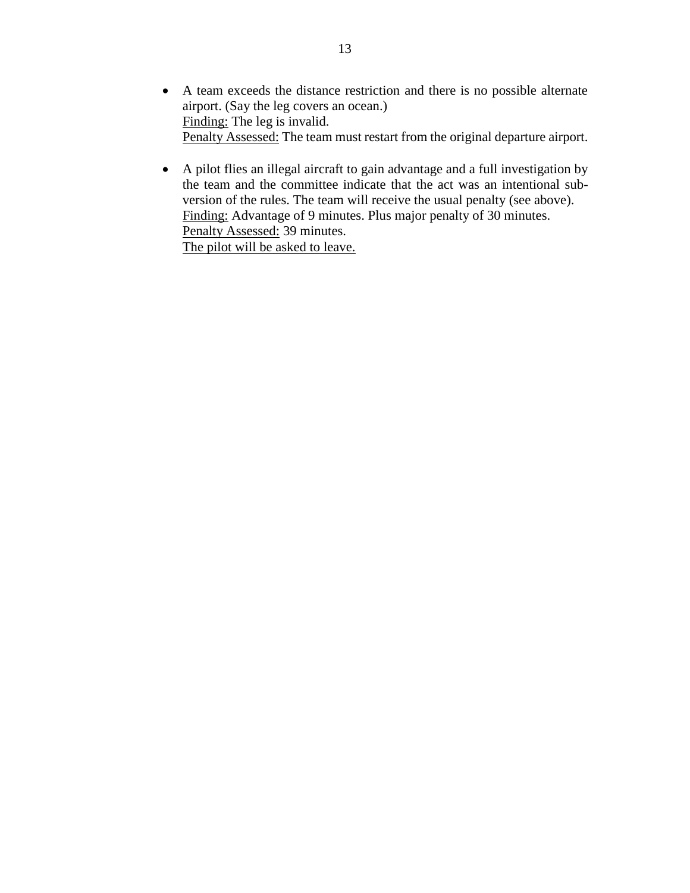- A team exceeds the distance restriction and there is no possible alternate airport. (Say the leg covers an ocean.)
  <u>Finding:</u> The leg is invalid.
  <u>Penalty Assessed:</u> The team must restart from the original departure airport.

- A pilot flies an illegal aircraft to gain advantage and a full investigation by the team and the committee indicate that the act was an intentional subversion of the rules. The team will receive the usual penalty (see above).
  <u>Finding:</u> Advantage of 9 minutes. Plus major penalty of 30 minutes.
  <u>Penalty Assessed:</u> 39 minutes.
  <u>The pilot will be asked to leave.</u>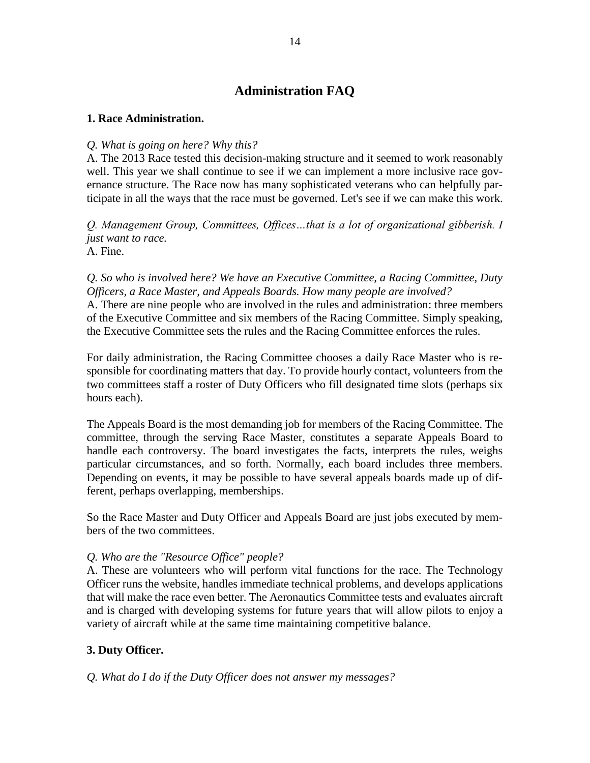# Administration FAQ

**1. Race Administration.**

*Q. What is going on here? Why this?*
A. The 2013 Race tested this decision-making structure and it seemed to work reasonably well. This year we shall continue to see if we can implement a more inclusive race governance structure. The Race now has many sophisticated veterans who can helpfully participate in all the ways that the race must be governed. Let's see if we can make this work.

*Q. Management Group, Committees, Offices…that is a lot of organizational gibberish. I just want to race.*
A. Fine.

*Q. So who is involved here? We have an Executive Committee, a Racing Committee, Duty Officers, a Race Master, and Appeals Boards. How many people are involved?*
A. There are nine people who are involved in the rules and administration: three members of the Executive Committee and six members of the Racing Committee. Simply speaking, the Executive Committee sets the rules and the Racing Committee enforces the rules.

For daily administration, the Racing Committee chooses a daily Race Master who is responsible for coordinating matters that day. To provide hourly contact, volunteers from the two committees staff a roster of Duty Officers who fill designated time slots (perhaps six hours each).

The Appeals Board is the most demanding job for members of the Racing Committee. The committee, through the serving Race Master, constitutes a separate Appeals Board to handle each controversy. The board investigates the facts, interprets the rules, weighs particular circumstances, and so forth. Normally, each board includes three members. Depending on events, it may be possible to have several appeals boards made up of different, perhaps overlapping, memberships.

So the Race Master and Duty Officer and Appeals Board are just jobs executed by members of the two committees.

*Q. Who are the "Resource Office" people?*
A. These are volunteers who will perform vital functions for the race. The Technology Officer runs the website, handles immediate technical problems, and develops applications that will make the race even better. The Aeronautics Committee tests and evaluates aircraft and is charged with developing systems for future years that will allow pilots to enjoy a variety of aircraft while at the same time maintaining competitive balance.

**3. Duty Officer.**

*Q. What do I do if the Duty Officer does not answer my messages?*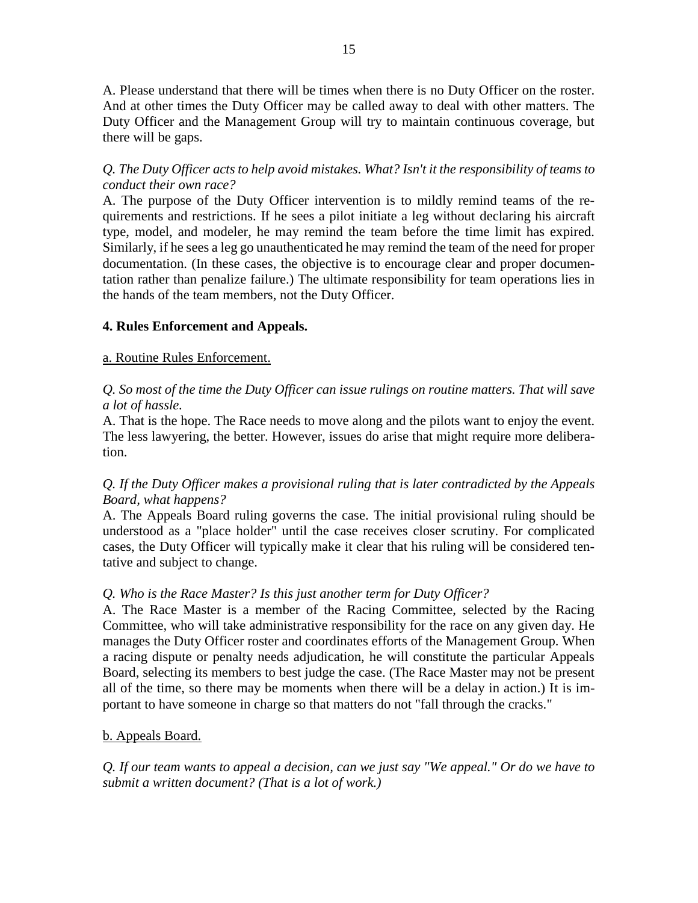A. Please understand that there will be times when there is no Duty Officer on the roster. And at other times the Duty Officer may be called away to deal with other matters. The Duty Officer and the Management Group will try to maintain continuous coverage, but there will be gaps.

*Q. The Duty Officer acts to help avoid mistakes. What? Isn't it the responsibility of teams to conduct their own race?*
A. The purpose of the Duty Officer intervention is to mildly remind teams of the requirements and restrictions. If he sees a pilot initiate a leg without declaring his aircraft type, model, and modeler, he may remind the team before the time limit has expired. Similarly, if he sees a leg go unauthenticated he may remind the team of the need for proper documentation. (In these cases, the objective is to encourage clear and proper documentation rather than penalize failure.) The ultimate responsibility for team operations lies in the hands of the team members, not the Duty Officer.

**4. Rules Enforcement and Appeals.**

a. Routine Rules Enforcement.

*Q. So most of the time the Duty Officer can issue rulings on routine matters. That will save a lot of hassle.*
A. That is the hope. The Race needs to move along and the pilots want to enjoy the event. The less lawyering, the better. However, issues do arise that might require more deliberation.

*Q. If the Duty Officer makes a provisional ruling that is later contradicted by the Appeals Board, what happens?*
A. The Appeals Board ruling governs the case. The initial provisional ruling should be understood as a "place holder" until the case receives closer scrutiny. For complicated cases, the Duty Officer will typically make it clear that his ruling will be considered tentative and subject to change.

*Q. Who is the Race Master? Is this just another term for Duty Officer?*
A. The Race Master is a member of the Racing Committee, selected by the Racing Committee, who will take administrative responsibility for the race on any given day. He manages the Duty Officer roster and coordinates efforts of the Management Group. When a racing dispute or penalty needs adjudication, he will constitute the particular Appeals Board, selecting its members to best judge the case. (The Race Master may not be present all of the time, so there may be moments when there will be a delay in action.) It is important to have someone in charge so that matters do not "fall through the cracks."

b. Appeals Board.

*Q. If our team wants to appeal a decision, can we just say "We appeal." Or do we have to submit a written document? (That is a lot of work.)*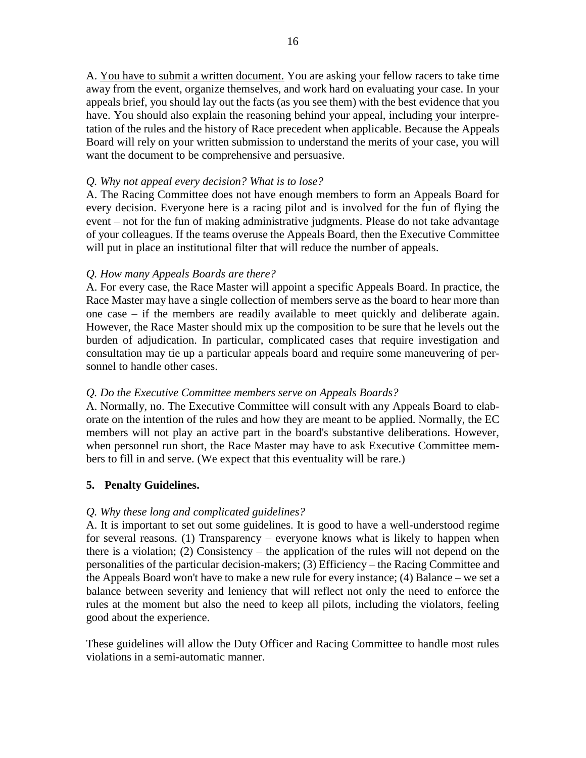A. <u>You have to submit a written document.</u> You are asking your fellow racers to take time away from the event, organize themselves, and work hard on evaluating your case. In your appeals brief, you should lay out the facts (as you see them) with the best evidence that you have. You should also explain the reasoning behind your appeal, including your interpretation of the rules and the history of Race precedent when applicable. Because the Appeals Board will rely on your written submission to understand the merits of your case, you will want the document to be comprehensive and persuasive.

*Q. Why not appeal every decision? What is to lose?*
A. The Racing Committee does not have enough members to form an Appeals Board for every decision. Everyone here is a racing pilot and is involved for the fun of flying the event – not for the fun of making administrative judgments. Please do not take advantage of your colleagues. If the teams overuse the Appeals Board, then the Executive Committee will put in place an institutional filter that will reduce the number of appeals.

*Q. How many Appeals Boards are there?*
A. For every case, the Race Master will appoint a specific Appeals Board. In practice, the Race Master may have a single collection of members serve as the board to hear more than one case – if the members are readily available to meet quickly and deliberate again. However, the Race Master should mix up the composition to be sure that he levels out the burden of adjudication. In particular, complicated cases that require investigation and consultation may tie up a particular appeals board and require some maneuvering of personnel to handle other cases.

*Q. Do the Executive Committee members serve on Appeals Boards?*
A. Normally, no. The Executive Committee will consult with any Appeals Board to elaborate on the intention of the rules and how they are meant to be applied. Normally, the EC members will not play an active part in the board's substantive deliberations. However, when personnel run short, the Race Master may have to ask Executive Committee members to fill in and serve. (We expect that this eventuality will be rare.)

## 5. Penalty Guidelines.

*Q. Why these long and complicated guidelines?*
A. It is important to set out some guidelines. It is good to have a well-understood regime for several reasons. (1) Transparency – everyone knows what is likely to happen when there is a violation; (2) Consistency – the application of the rules will not depend on the personalities of the particular decision-makers; (3) Efficiency – the Racing Committee and the Appeals Board won't have to make a new rule for every instance; (4) Balance – we set a balance between severity and leniency that will reflect not only the need to enforce the rules at the moment but also the need to keep all pilots, including the violators, feeling good about the experience.

These guidelines will allow the Duty Officer and Racing Committee to handle most rules violations in a semi-automatic manner.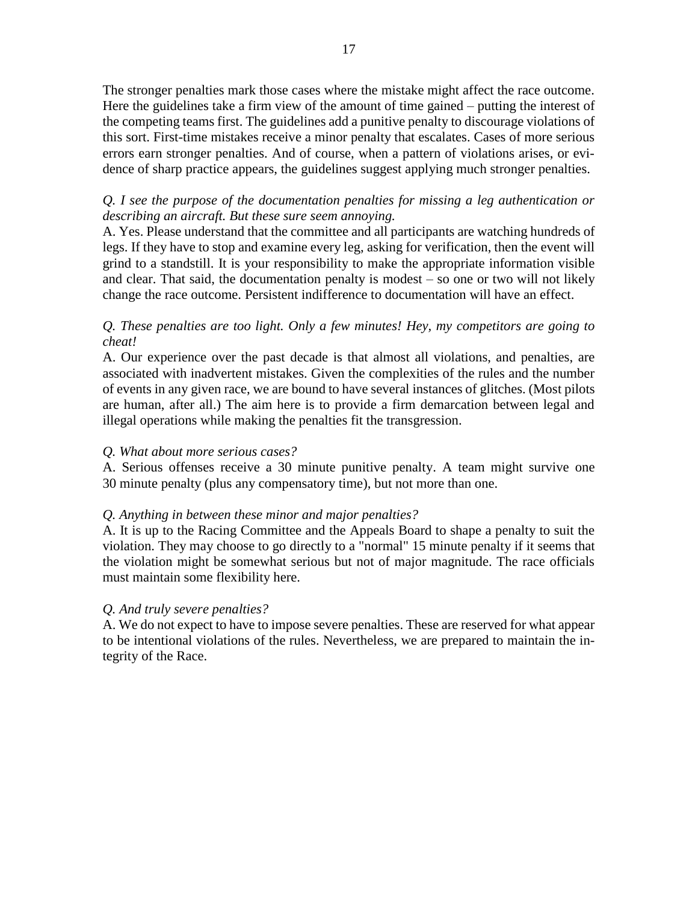The stronger penalties mark those cases where the mistake might affect the race outcome. Here the guidelines take a firm view of the amount of time gained – putting the interest of the competing teams first. The guidelines add a punitive penalty to discourage violations of this sort. First-time mistakes receive a minor penalty that escalates. Cases of more serious errors earn stronger penalties. And of course, when a pattern of violations arises, or evidence of sharp practice appears, the guidelines suggest applying much stronger penalties.

*Q. I see the purpose of the documentation penalties for missing a leg authentication or describing an aircraft. But these sure seem annoying.*
A. Yes. Please understand that the committee and all participants are watching hundreds of legs. If they have to stop and examine every leg, asking for verification, then the event will grind to a standstill. It is your responsibility to make the appropriate information visible and clear. That said, the documentation penalty is modest – so one or two will not likely change the race outcome. Persistent indifference to documentation will have an effect.

*Q. These penalties are too light. Only a few minutes! Hey, my competitors are going to cheat!*
A. Our experience over the past decade is that almost all violations, and penalties, are associated with inadvertent mistakes. Given the complexities of the rules and the number of events in any given race, we are bound to have several instances of glitches. (Most pilots are human, after all.) The aim here is to provide a firm demarcation between legal and illegal operations while making the penalties fit the transgression.

*Q. What about more serious cases?*
A. Serious offenses receive a 30 minute punitive penalty. A team might survive one 30 minute penalty (plus any compensatory time), but not more than one.

*Q. Anything in between these minor and major penalties?*
A. It is up to the Racing Committee and the Appeals Board to shape a penalty to suit the violation. They may choose to go directly to a "normal" 15 minute penalty if it seems that the violation might be somewhat serious but not of major magnitude. The race officials must maintain some flexibility here.

*Q. And truly severe penalties?*
A. We do not expect to have to impose severe penalties. These are reserved for what appear to be intentional violations of the rules. Nevertheless, we are prepared to maintain the integrity of the Race.